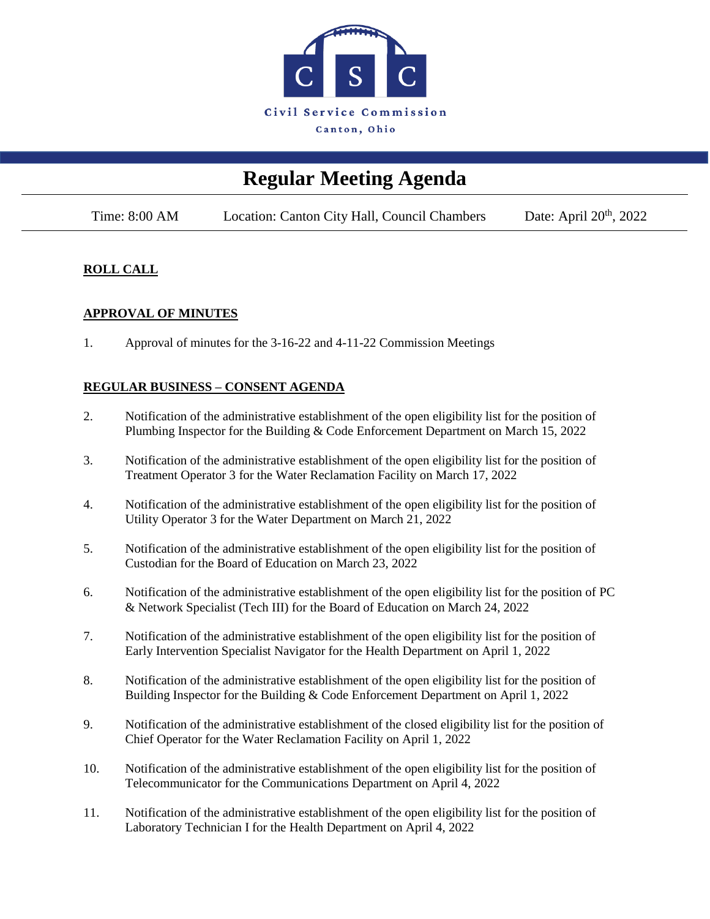Civil Service Commission

Canton, Ohio

# Regular Meeting Agenda

Time: 8:00 AM | Location: Canton City Hall, Council Chambers | Date: April 20th, 2022

**ROLL CALL**

**APPROVAL OF MINUTES**

1. Approval of minutes for the 3-16-22 and 4-11-22 Commission Meetings

**REGULAR BUSINESS – CONSENT AGENDA**

2. Notification of the administrative establishment of the open eligibility list for the position of Plumbing Inspector for the Building & Code Enforcement Department on March 15, 2022

3. Notification of the administrative establishment of the open eligibility list for the position of Treatment Operator 3 for the Water Reclamation Facility on March 17, 2022

4. Notification of the administrative establishment of the open eligibility list for the position of Utility Operator 3 for the Water Department on March 21, 2022

5. Notification of the administrative establishment of the open eligibility list for the position of Custodian for the Board of Education on March 23, 2022

6. Notification of the administrative establishment of the open eligibility list for the position of PC & Network Specialist (Tech III) for the Board of Education on March 24, 2022

7. Notification of the administrative establishment of the open eligibility list for the position of Early Intervention Specialist Navigator for the Health Department on April 1, 2022

8. Notification of the administrative establishment of the open eligibility list for the position of Building Inspector for the Building & Code Enforcement Department on April 1, 2022

9. Notification of the administrative establishment of the closed eligibility list for the position of Chief Operator for the Water Reclamation Facility on April 1, 2022

10. Notification of the administrative establishment of the open eligibility list for the position of Telecommunicator for the Communications Department on April 4, 2022

11. Notification of the administrative establishment of the open eligibility list for the position of Laboratory Technician I for the Health Department on April 4, 2022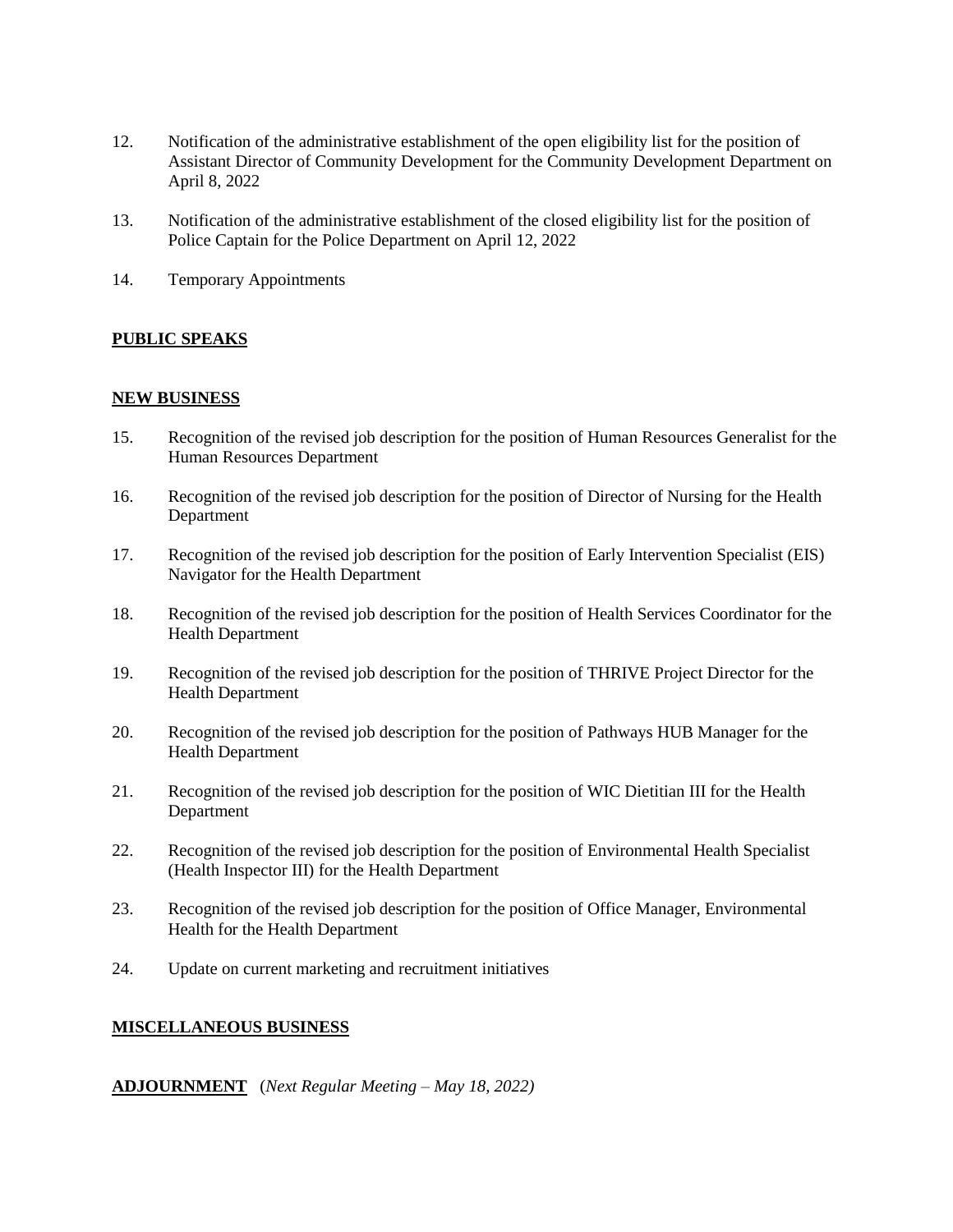12. Notification of the administrative establishment of the open eligibility list for the position of Assistant Director of Community Development for the Community Development Department on April 8, 2022

13. Notification of the administrative establishment of the closed eligibility list for the position of Police Captain for the Police Department on April 12, 2022

14. Temporary Appointments

**PUBLIC SPEAKS**

**NEW BUSINESS**

15. Recognition of the revised job description for the position of Human Resources Generalist for the Human Resources Department

16. Recognition of the revised job description for the position of Director of Nursing for the Health Department

17. Recognition of the revised job description for the position of Early Intervention Specialist (EIS) Navigator for the Health Department

18. Recognition of the revised job description for the position of Health Services Coordinator for the Health Department

19. Recognition of the revised job description for the position of THRIVE Project Director for the Health Department

20. Recognition of the revised job description for the position of Pathways HUB Manager for the Health Department

21. Recognition of the revised job description for the position of WIC Dietitian III for the Health Department

22. Recognition of the revised job description for the position of Environmental Health Specialist (Health Inspector III) for the Health Department

23. Recognition of the revised job description for the position of Office Manager, Environmental Health for the Health Department

24. Update on current marketing and recruitment initiatives

**MISCELLANEOUS BUSINESS**

**ADJOURNMENT** (*Next Regular Meeting – May 18, 2022)*